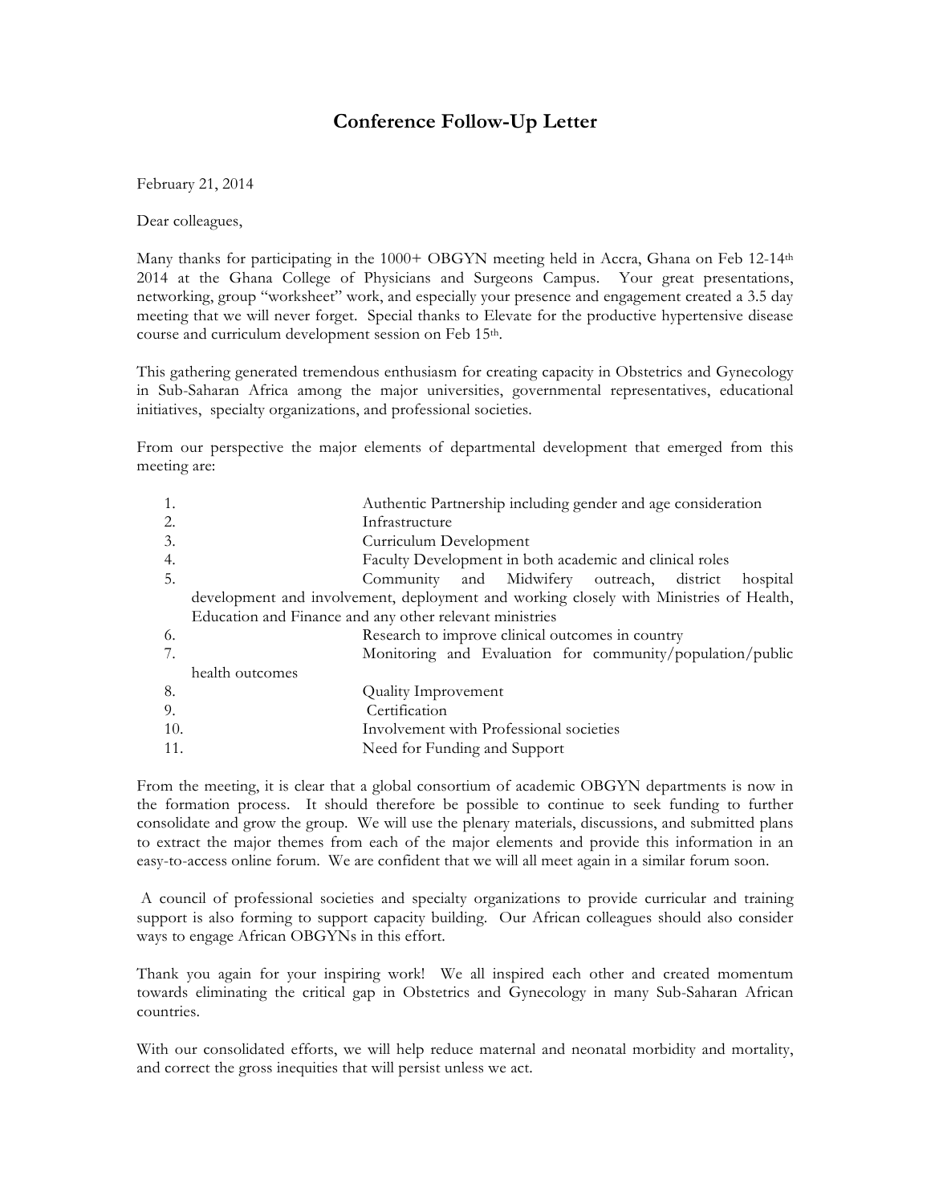# Conference Follow-Up Letter

February 21, 2014

Dear colleagues,

Many thanks for participating in the 1000+ OBGYN meeting held in Accra, Ghana on Feb 12-14th 2014 at the Ghana College of Physicians and Surgeons Campus. Your great presentations, networking, group "worksheet" work, and especially your presence and engagement created a 3.5 day meeting that we will never forget. Special thanks to Elevate for the productive hypertensive disease course and curriculum development session on Feb 15th.

This gathering generated tremendous enthusiasm for creating capacity in Obstetrics and Gynecology in Sub-Saharan Africa among the major universities, governmental representatives, educational initiatives, specialty organizations, and professional societies.

From our perspective the major elements of departmental development that emerged from this meeting are:

1. Authentic Partnership including gender and age consideration
2. Infrastructure
3. Curriculum Development
4. Faculty Development in both academic and clinical roles
5. Community and Midwifery outreach, district hospital development and involvement, deployment and working closely with Ministries of Health, Education and Finance and any other relevant ministries
6. Research to improve clinical outcomes in country
7. Monitoring and Evaluation for community/population/public health outcomes
8. Quality Improvement
9. Certification
10. Involvement with Professional societies
11. Need for Funding and Support

From the meeting, it is clear that a global consortium of academic OBGYN departments is now in the formation process. It should therefore be possible to continue to seek funding to further consolidate and grow the group. We will use the plenary materials, discussions, and submitted plans to extract the major themes from each of the major elements and provide this information in an easy-to-access online forum. We are confident that we will all meet again in a similar forum soon.

A council of professional societies and specialty organizations to provide curricular and training support is also forming to support capacity building. Our African colleagues should also consider ways to engage African OBGYNs in this effort.

Thank you again for your inspiring work! We all inspired each other and created momentum towards eliminating the critical gap in Obstetrics and Gynecology in many Sub-Saharan African countries.

With our consolidated efforts, we will help reduce maternal and neonatal morbidity and mortality, and correct the gross inequities that will persist unless we act.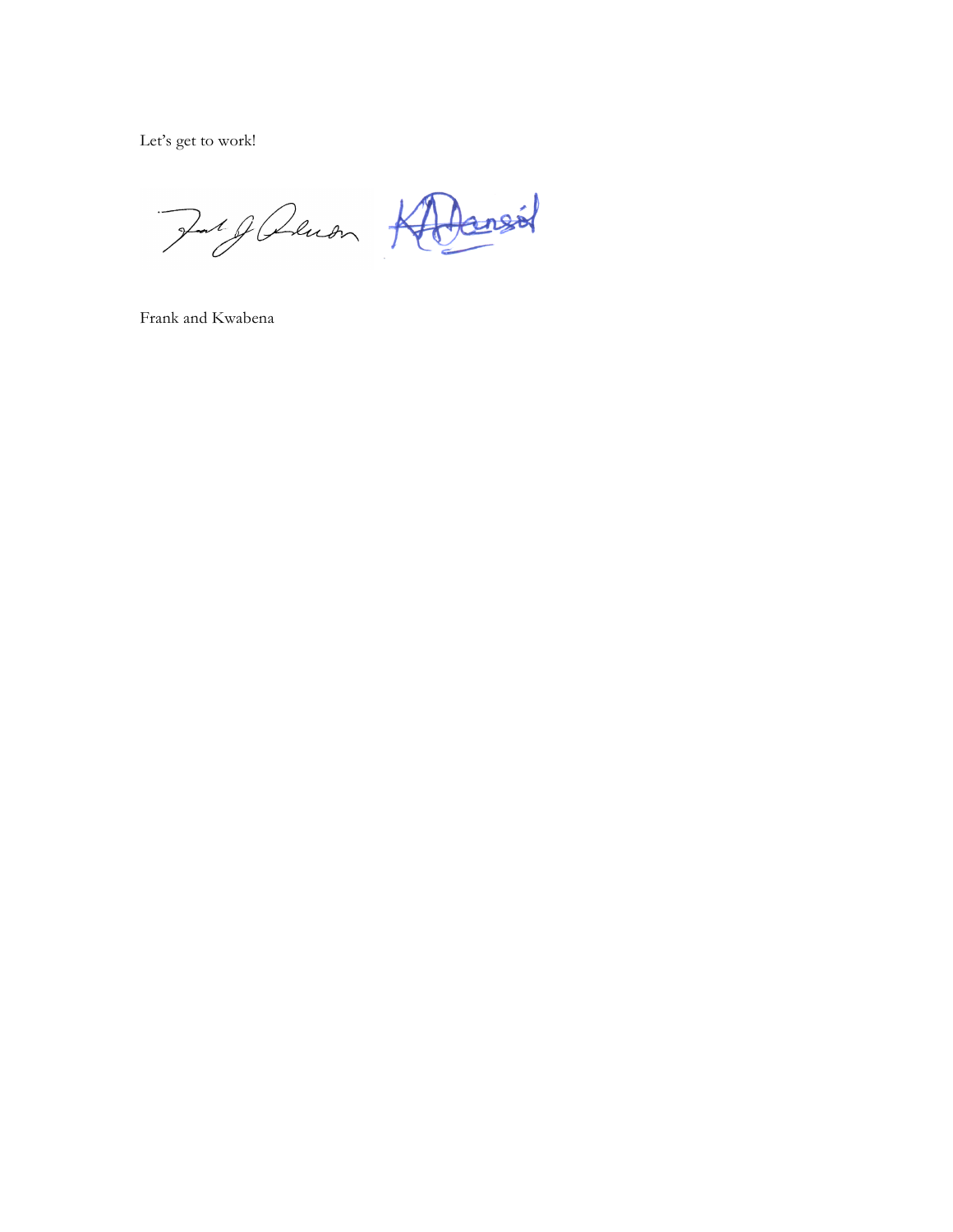Let's get to work!

Frank and Kwabena